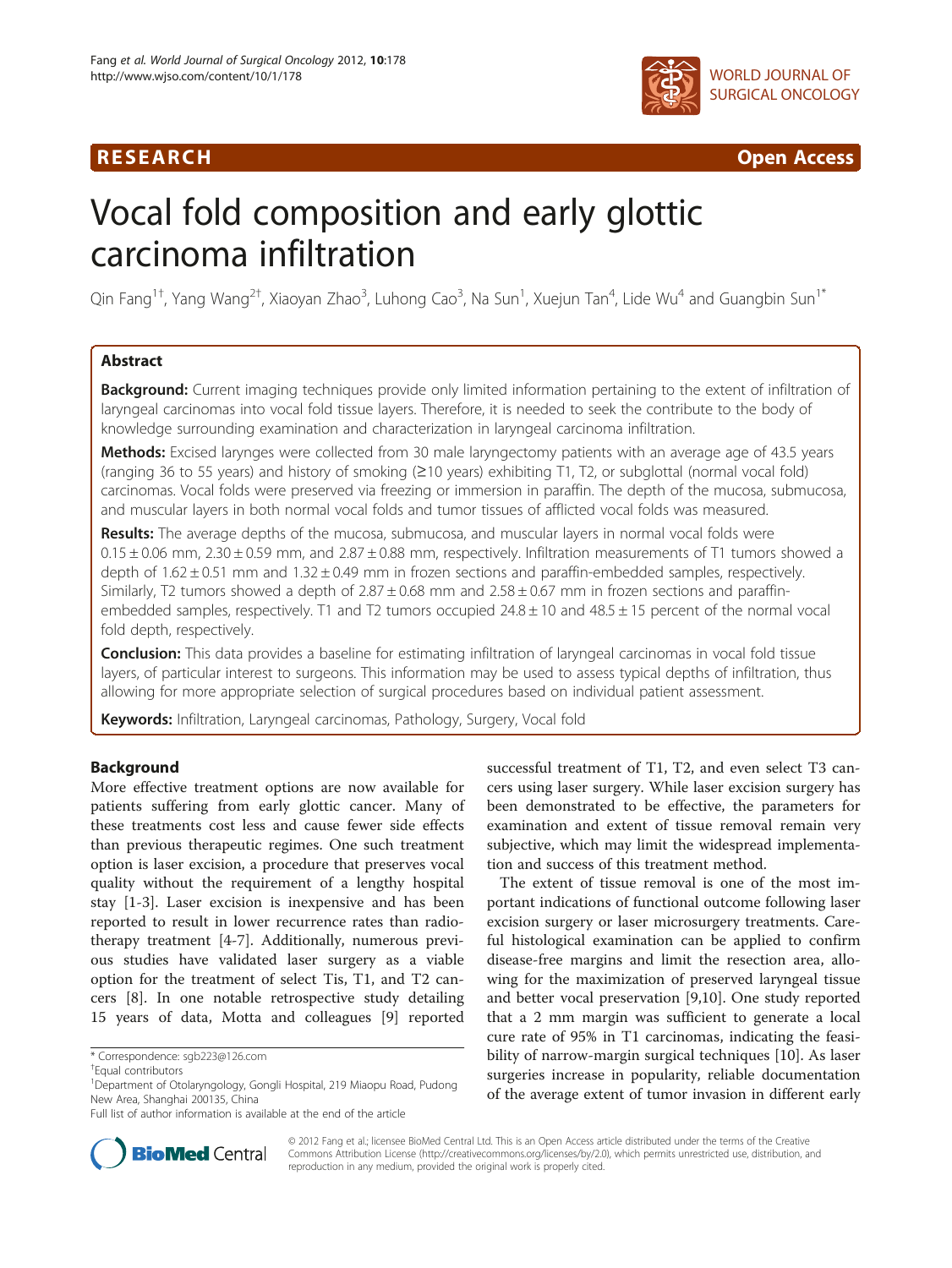RESEARCH Open Access

# Vocal fold composition and early glottic carcinoma infiltration

Qin Fang[1†], Yang Wang[2†], Xiaoyan Zhao[3], Luhong Cao[3], Na Sun[1], Xuejun Tan[4], Lide Wu[4] and Guangbin Sun[1*]

## Abstract

**Background:** Current imaging techniques provide only limited information pertaining to the extent of infiltration of laryngeal carcinomas into vocal fold tissue layers. Therefore, it is needed to seek the contribute to the body of knowledge surrounding examination and characterization in laryngeal carcinoma infiltration.

**Methods:** Excised larynges were collected from 30 male laryngectomy patients with an average age of 43.5 years (ranging 36 to 55 years) and history of smoking (≥10 years) exhibiting T1, T2, or subglottal (normal vocal fold) carcinomas. Vocal folds were preserved via freezing or immersion in paraffin. The depth of the mucosa, submucosa, and muscular layers in both normal vocal folds and tumor tissues of afflicted vocal folds was measured.

**Results:** The average depths of the mucosa, submucosa, and muscular layers in normal vocal folds were $0.15 \pm 0.06$ mm, $2.30 \pm 0.59$ mm, and $2.87 \pm 0.88$ mm, respectively. Infiltration measurements of T1 tumors showed a depth of $1.62 \pm 0.51$ mm and $1.32 \pm 0.49$ mm in frozen sections and paraffin-embedded samples, respectively. Similarly, T2 tumors showed a depth of $2.87 \pm 0.68$ mm and $2.58 \pm 0.67$ mm in frozen sections and paraffin-embedded samples, respectively. T1 and T2 tumors occupied $24.8 \pm 10$ and $48.5 \pm 15$ percent of the normal vocal fold depth, respectively.

**Conclusion:** This data provides a baseline for estimating infiltration of laryngeal carcinomas in vocal fold tissue layers, of particular interest to surgeons. This information may be used to assess typical depths of infiltration, thus allowing for more appropriate selection of surgical procedures based on individual patient assessment.

**Keywords:** Infiltration, Laryngeal carcinomas, Pathology, Surgery, Vocal fold

## Background

More effective treatment options are now available for patients suffering from early glottic cancer. Many of these treatments cost less and cause fewer side effects than previous therapeutic regimes. One such treatment option is laser excision, a procedure that preserves vocal quality without the requirement of a lengthy hospital stay [1-3]. Laser excision is inexpensive and has been reported to result in lower recurrence rates than radiotherapy treatment [4-7]. Additionally, numerous previous studies have validated laser surgery as a viable option for the treatment of select Tis, T1, and T2 cancers [8]. In one notable retrospective study detailing 15 years of data, Motta and colleagues [9] reported successful treatment of T1, T2, and even select T3 cancers using laser surgery. While laser excision surgery has been demonstrated to be effective, the parameters for examination and extent of tissue removal remain very subjective, which may limit the widespread implementation and success of this treatment method.

The extent of tissue removal is one of the most important indications of functional outcome following laser excision surgery or laser microsurgery treatments. Careful histological examination can be applied to confirm disease-free margins and limit the resection area, allowing for the maximization of preserved laryngeal tissue and better vocal preservation [9,10]. One study reported that a 2 mm margin was sufficient to generate a local cure rate of 95% in T1 carcinomas, indicating the feasibility of narrow-margin surgical techniques [10]. As laser surgeries increase in popularity, reliable documentation of the average extent of tumor invasion in different early

\* Correspondence: sgb223@126.com
†Equal contributors
[1]Department of Otolaryngology, Gongli Hospital, 219 Miaopu Road, Pudong New Area, Shanghai 200135, China
Full list of author information is available at the end of the article

© 2012 Fang et al.; licensee BioMed Central Ltd. This is an Open Access article distributed under the terms of the Creative Commons Attribution License (http://creativecommons.org/licenses/by/2.0), which permits unrestricted use, distribution, and reproduction in any medium, provided the original work is properly cited.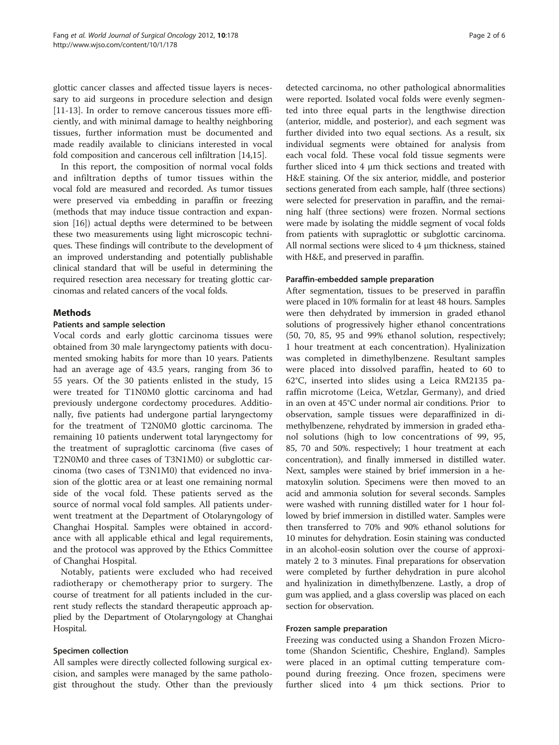glottic cancer classes and affected tissue layers is necessary to aid surgeons in procedure selection and design [11-13]. In order to remove cancerous tissues more efficiently, and with minimal damage to healthy neighboring tissues, further information must be documented and made readily available to clinicians interested in vocal fold composition and cancerous cell infiltration [14,15].

In this report, the composition of normal vocal folds and infiltration depths of tumor tissues within the vocal fold are measured and recorded. As tumor tissues were preserved via embedding in paraffin or freezing (methods that may induce tissue contraction and expansion [16]) actual depths were determined to be between these two measurements using light microscopic techniques. These findings will contribute to the development of an improved understanding and potentially publishable clinical standard that will be useful in determining the required resection area necessary for treating glottic carcinomas and related cancers of the vocal folds.

## Methods

### Patients and sample selection

Vocal cords and early glottic carcinoma tissues were obtained from 30 male laryngectomy patients with documented smoking habits for more than 10 years. Patients had an average age of 43.5 years, ranging from 36 to 55 years. Of the 30 patients enlisted in the study, 15 were treated for T1N0M0 glottic carcinoma and had previously undergone cordectomy procedures. Additionally, five patients had undergone partial laryngectomy for the treatment of T2N0M0 glottic carcinoma. The remaining 10 patients underwent total laryngectomy for the treatment of supraglottic carcinoma (five cases of T2N0M0 and three cases of T3N1M0) or subglottic carcinoma (two cases of T3N1M0) that evidenced no invasion of the glottic area or at least one remaining normal side of the vocal fold. These patients served as the source of normal vocal fold samples. All patients underwent treatment at the Department of Otolaryngology of Changhai Hospital. Samples were obtained in accordance with all applicable ethical and legal requirements, and the protocol was approved by the Ethics Committee of Changhai Hospital.

Notably, patients were excluded who had received radiotherapy or chemotherapy prior to surgery. The course of treatment for all patients included in the current study reflects the standard therapeutic approach applied by the Department of Otolaryngology at Changhai Hospital.

### Specimen collection

All samples were directly collected following surgical excision, and samples were managed by the same pathologist throughout the study. Other than the previously detected carcinoma, no other pathological abnormalities were reported. Isolated vocal folds were evenly segmented into three equal parts in the lengthwise direction (anterior, middle, and posterior), and each segment was further divided into two equal sections. As a result, six individual segments were obtained for analysis from each vocal fold. These vocal fold tissue segments were further sliced into 4 μm thick sections and treated with H&E staining. Of the six anterior, middle, and posterior sections generated from each sample, half (three sections) were selected for preservation in paraffin, and the remaining half (three sections) were frozen. Normal sections were made by isolating the middle segment of vocal folds from patients with supraglottic or subglottic carcinoma. All normal sections were sliced to 4 μm thickness, stained with H&E, and preserved in paraffin.

### Paraffin-embedded sample preparation

After segmentation, tissues to be preserved in paraffin were placed in 10% formalin for at least 48 hours. Samples were then dehydrated by immersion in graded ethanol solutions of progressively higher ethanol concentrations (50, 70, 85, 95 and 99% ethanol solution, respectively; 1 hour treatment at each concentration). Hyalinization was completed in dimethylbenzene. Resultant samples were placed into dissolved paraffin, heated to 60 to 62°C, inserted into slides using a Leica RM2135 paraffin microtome (Leica, Wetzlar, Germany), and dried in an oven at 45°C under normal air conditions. Prior to observation, sample tissues were deparaffinized in dimethylbenzene, rehydrated by immersion in graded ethanol solutions (high to low concentrations of 99, 95, 85, 70 and 50%. respectively; 1 hour treatment at each concentration), and finally immersed in distilled water. Next, samples were stained by brief immersion in a hematoxylin solution. Specimens were then moved to an acid and ammonia solution for several seconds. Samples were washed with running distilled water for 1 hour followed by brief immersion in distilled water. Samples were then transferred to 70% and 90% ethanol solutions for 10 minutes for dehydration. Eosin staining was conducted in an alcohol-eosin solution over the course of approximately 2 to 3 minutes. Final preparations for observation were completed by further dehydration in pure alcohol and hyalinization in dimethylbenzene. Lastly, a drop of gum was applied, and a glass coverslip was placed on each section for observation.

### Frozen sample preparation

Freezing was conducted using a Shandon Frozen Microtome (Shandon Scientific, Cheshire, England). Samples were placed in an optimal cutting temperature compound during freezing. Once frozen, specimens were further sliced into 4 μm thick sections. Prior to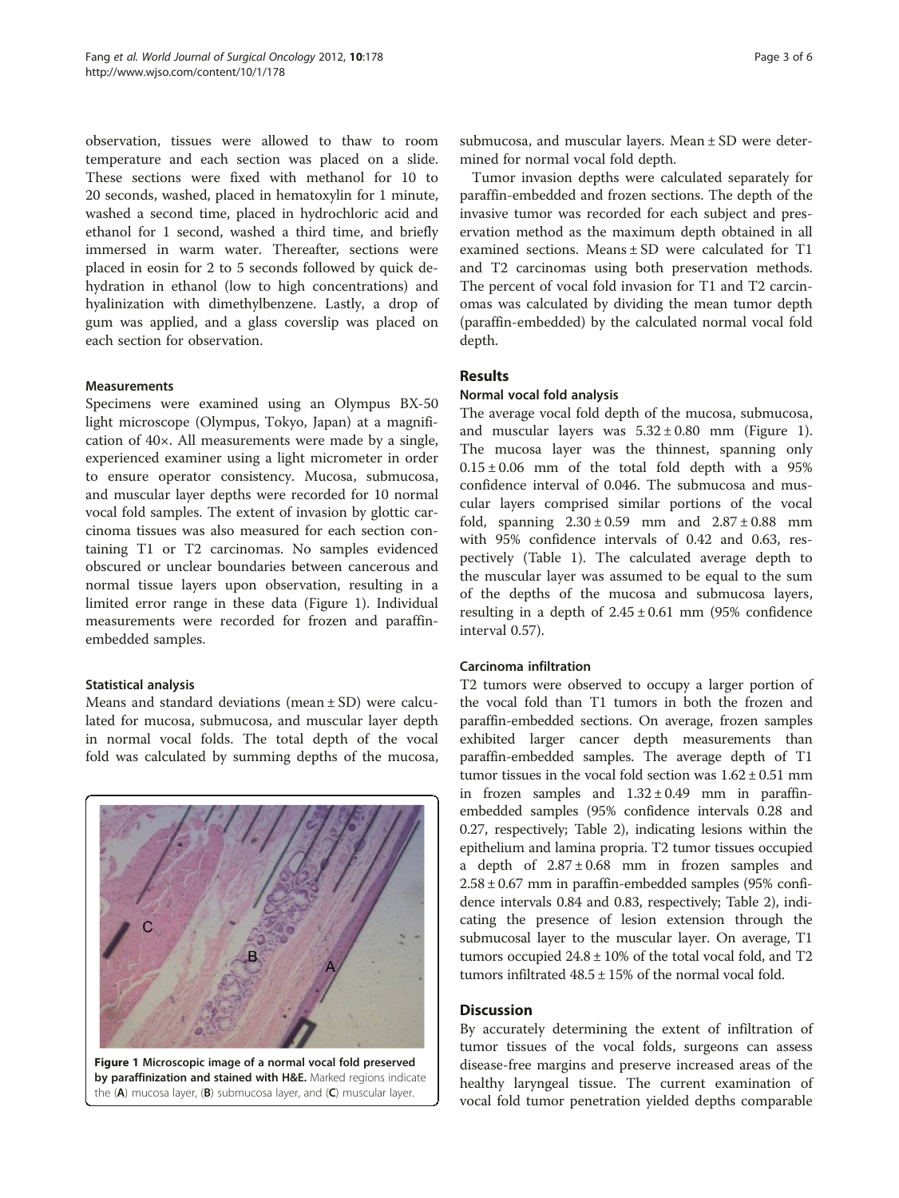observation, tissues were allowed to thaw to room temperature and each section was placed on a slide. These sections were fixed with methanol for 10 to 20 seconds, washed, placed in hematoxylin for 1 minute, washed a second time, placed in hydrochloric acid and ethanol for 1 second, washed a third time, and briefly immersed in warm water. Thereafter, sections were placed in eosin for 2 to 5 seconds followed by quick dehydration in ethanol (low to high concentrations) and hyalinization with dimethylbenzene. Lastly, a drop of gum was applied, and a glass coverslip was placed on each section for observation.

### Measurements

Specimens were examined using an Olympus BX-50 light microscope (Olympus, Tokyo, Japan) at a magnification of 40×. All measurements were made by a single, experienced examiner using a light micrometer in order to ensure operator consistency. Mucosa, submucosa, and muscular layer depths were recorded for 10 normal vocal fold samples. The extent of invasion by glottic carcinoma tissues was also measured for each section containing T1 or T2 carcinomas. No samples evidenced obscured or unclear boundaries between cancerous and normal tissue layers upon observation, resulting in a limited error range in these data (Figure 1). Individual measurements were recorded for frozen and paraffin-embedded samples.

### Statistical analysis

Means and standard deviations (mean ± SD) were calculated for mucosa, submucosa, and muscular layer depth in normal vocal folds. The total depth of the vocal fold was calculated by summing depths of the mucosa, submucosa, and muscular layers. Mean ± SD were determined for normal vocal fold depth.

Tumor invasion depths were calculated separately for paraffin-embedded and frozen sections. The depth of the invasive tumor was recorded for each subject and preservation method as the maximum depth obtained in all examined sections. Means ± SD were calculated for T1 and T2 carcinomas using both preservation methods. The percent of vocal fold invasion for T1 and T2 carcinomas was calculated by dividing the mean tumor depth (paraffin-embedded) by the calculated normal vocal fold depth.

**Figure 1 Microscopic image of a normal vocal fold preserved by paraffinization and stained with H&E.** Marked regions indicate the (**A**) mucosa layer, (**B**) submucosa layer, and (**C**) muscular layer.

## Results

### Normal vocal fold analysis

The average vocal fold depth of the mucosa, submucosa, and muscular layers was 5.32 ± 0.80 mm (Figure 1). The mucosa layer was the thinnest, spanning only 0.15 ± 0.06 mm of the total fold depth with a 95% confidence interval of 0.046. The submucosa and muscular layers comprised similar portions of the vocal fold, spanning 2.30 ± 0.59 mm and 2.87 ± 0.88 mm with 95% confidence intervals of 0.42 and 0.63, respectively (Table 1). The calculated average depth to the muscular layer was assumed to be equal to the sum of the depths of the mucosa and submucosa layers, resulting in a depth of 2.45 ± 0.61 mm (95% confidence interval 0.57).

### Carcinoma infiltration

T2 tumors were observed to occupy a larger portion of the vocal fold than T1 tumors in both the frozen and paraffin-embedded sections. On average, frozen samples exhibited larger cancer depth measurements than paraffin-embedded samples. The average depth of T1 tumor tissues in the vocal fold section was 1.62 ± 0.51 mm in frozen samples and 1.32 ± 0.49 mm in paraffin-embedded samples (95% confidence intervals 0.28 and 0.27, respectively; Table 2), indicating lesions within the epithelium and lamina propria. T2 tumor tissues occupied a depth of 2.87 ± 0.68 mm in frozen samples and 2.58 ± 0.67 mm in paraffin-embedded samples (95% confidence intervals 0.84 and 0.83, respectively; Table 2), indicating the presence of lesion extension through the submucosal layer to the muscular layer. On average, T1 tumors occupied 24.8 ± 10% of the total vocal fold, and T2 tumors infiltrated 48.5 ± 15% of the normal vocal fold.

## Discussion

By accurately determining the extent of infiltration of tumor tissues of the vocal folds, surgeons can assess disease-free margins and preserve increased areas of the healthy laryngeal tissue. The current examination of vocal fold tumor penetration yielded depths comparable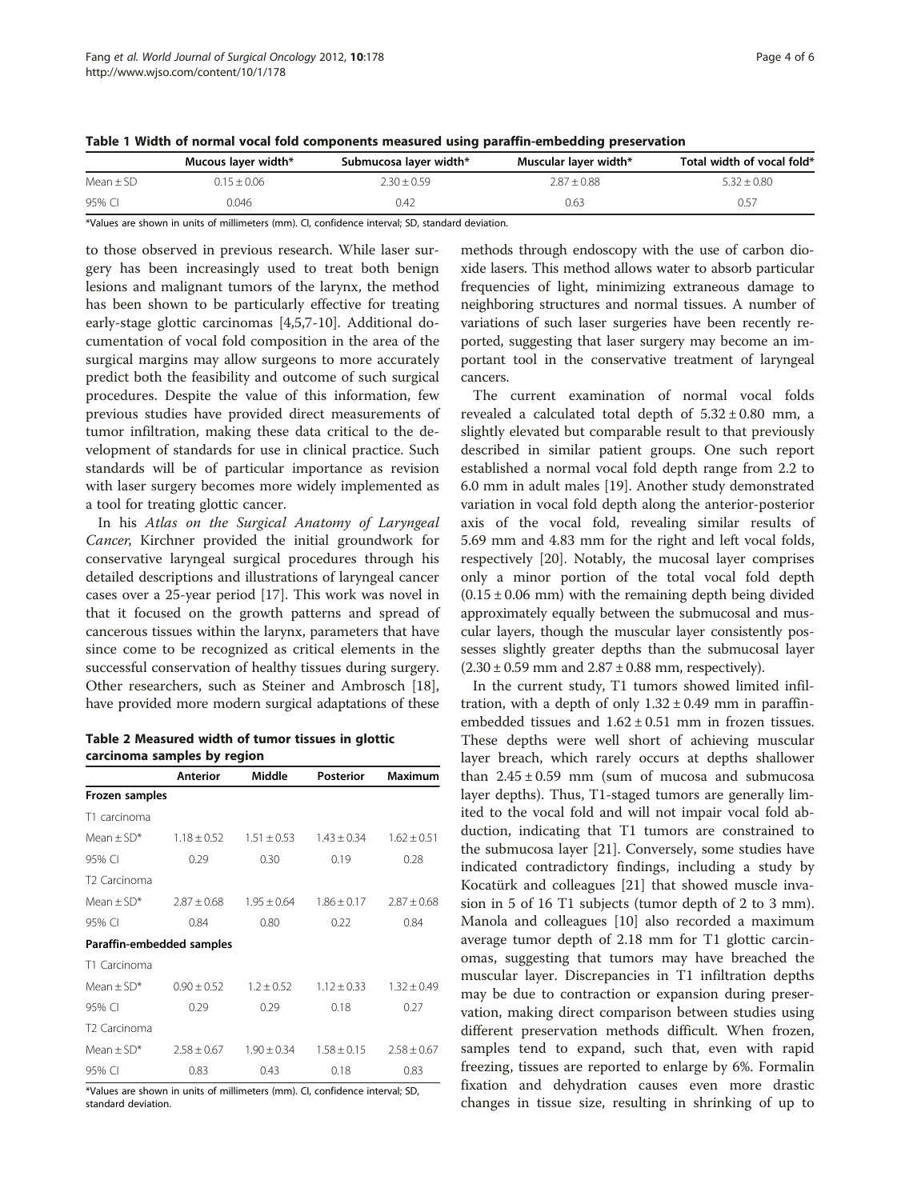**Table 1 Width of normal vocal fold components measured using paraffin-embedding preservation**

| | Mucous layer width* | Submucosa layer width* | Muscular layer width* | Total width of vocal fold* |
|---|---|---|---|---|
| Mean ± SD | 0.15 ± 0.06 | 2.30 ± 0.59 | 2.87 ± 0.88 | 5.32 ± 0.80 |
| 95% CI | 0.046 | 0.42 | 0.63 | 0.57 |

*Values are shown in units of millimeters (mm). CI, confidence interval; SD, standard deviation.

to those observed in previous research. While laser surgery has been increasingly used to treat both benign lesions and malignant tumors of the larynx, the method has been shown to be particularly effective for treating early-stage glottic carcinomas [4,5,7-10]. Additional documentation of vocal fold composition in the area of the surgical margins may allow surgeons to more accurately predict both the feasibility and outcome of such surgical procedures. Despite the value of this information, few previous studies have provided direct measurements of tumor infiltration, making these data critical to the development of standards for use in clinical practice. Such standards will be of particular importance as revision with laser surgery becomes more widely implemented as a tool for treating glottic cancer.

In his *Atlas on the Surgical Anatomy of Laryngeal Cancer*, Kirchner provided the initial groundwork for conservative laryngeal surgical procedures through his detailed descriptions and illustrations of laryngeal cancer cases over a 25-year period [17]. This work was novel in that it focused on the growth patterns and spread of cancerous tissues within the larynx, parameters that have since come to be recognized as critical elements in the successful conservation of healthy tissues during surgery. Other researchers, such as Steiner and Ambrosch [18], have provided more modern surgical adaptations of these methods through endoscopy with the use of carbon dioxide lasers. This method allows water to absorb particular frequencies of light, minimizing extraneous damage to neighboring structures and normal tissues. A number of variations of such laser surgeries have been recently reported, suggesting that laser surgery may become an important tool in the conservative treatment of laryngeal cancers.

**Table 2 Measured width of tumor tissues in glottic carcinoma samples by region**

| | Anterior | Middle | Posterior | Maximum |
|---|---|---|---|---|
| **Frozen samples** | | | | |
| T1 carcinoma | | | | |
| Mean ± SD* | 1.18 ± 0.52 | 1.51 ± 0.53 | 1.43 ± 0.34 | 1.62 ± 0.51 |
| 95% CI | 0.29 | 0.30 | 0.19 | 0.28 |
| T2 Carcinoma | | | | |
| Mean ± SD* | 2.87 ± 0.68 | 1.95 ± 0.64 | 1.86 ± 0.17 | 2.87 ± 0.68 |
| 95% CI | 0.84 | 0.80 | 0.22 | 0.84 |
| **Paraffin-embedded samples** | | | | |
| T1 Carcinoma | | | | |
| Mean ± SD* | 0.90 ± 0.52 | 1.2 ± 0.52 | 1.12 ± 0.33 | 1.32 ± 0.49 |
| 95% CI | 0.29 | 0.29 | 0.18 | 0.27 |
| T2 Carcinoma | | | | |
| Mean ± SD* | 2.58 ± 0.67 | 1.90 ± 0.34 | 1.58 ± 0.15 | 2.58 ± 0.67 |
| 95% CI | 0.83 | 0.43 | 0.18 | 0.83 |

*Values are shown in units of millimeters (mm). CI, confidence interval; SD, standard deviation.

The current examination of normal vocal folds revealed a calculated total depth of 5.32 ± 0.80 mm, a slightly elevated but comparable result to that previously described in similar patient groups. One such report established a normal vocal fold depth range from 2.2 to 6.0 mm in adult males [19]. Another study demonstrated variation in vocal fold depth along the anterior-posterior axis of the vocal fold, revealing similar results of 5.69 mm and 4.83 mm for the right and left vocal folds, respectively [20]. Notably, the mucosal layer comprises only a minor portion of the total vocal fold depth (0.15 ± 0.06 mm) with the remaining depth being divided approximately equally between the submucosal and muscular layers, though the muscular layer consistently possesses slightly greater depths than the submucosal layer (2.30 ± 0.59 mm and 2.87 ± 0.88 mm, respectively).

In the current study, T1 tumors showed limited infiltration, with a depth of only 1.32 ± 0.49 mm in paraffin-embedded tissues and 1.62 ± 0.51 mm in frozen tissues. These depths were well short of achieving muscular layer breach, which rarely occurs at depths shallower than 2.45 ± 0.59 mm (sum of mucosa and submucosa layer depths). Thus, T1-staged tumors are generally limited to the vocal fold and will not impair vocal fold abduction, indicating that T1 tumors are constrained to the submucosa layer [21]. Conversely, some studies have indicated contradictory findings, including a study by Kocatürk and colleagues [21] that showed muscle invasion in 5 of 16 T1 subjects (tumor depth of 2 to 3 mm). Manola and colleagues [10] also recorded a maximum average tumor depth of 2.18 mm for T1 glottic carcinomas, suggesting that tumors may have breached the muscular layer. Discrepancies in T1 infiltration depths may be due to contraction or expansion during preservation, making direct comparison between studies using different preservation methods difficult. When frozen, samples tend to expand, such that, even with rapid freezing, tissues are reported to enlarge by 6%. Formalin fixation and dehydration causes even more drastic changes in tissue size, resulting in shrinking of up to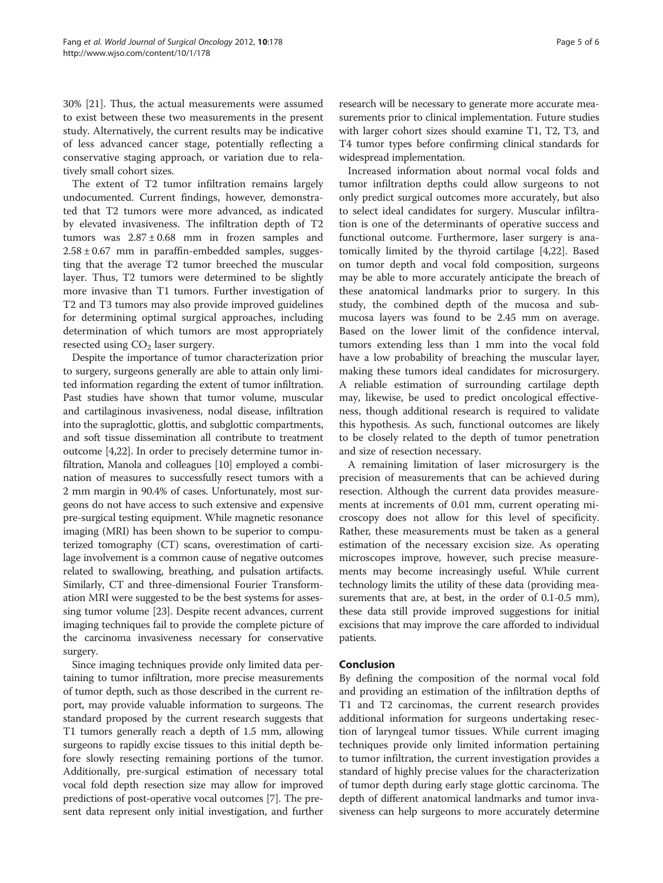30% [21]. Thus, the actual measurements were assumed to exist between these two measurements in the present study. Alternatively, the current results may be indicative of less advanced cancer stage, potentially reflecting a conservative staging approach, or variation due to relatively small cohort sizes.

The extent of T2 tumor infiltration remains largely undocumented. Current findings, however, demonstrated that T2 tumors were more advanced, as indicated by elevated invasiveness. The infiltration depth of T2 tumors was $2.87 \pm 0.68$ mm in frozen samples and $2.58 \pm 0.67$ mm in paraffin-embedded samples, suggesting that the average T2 tumor breeched the muscular layer. Thus, T2 tumors were determined to be slightly more invasive than T1 tumors. Further investigation of T2 and T3 tumors may also provide improved guidelines for determining optimal surgical approaches, including determination of which tumors are most appropriately resected using $CO_2$ laser surgery.

Despite the importance of tumor characterization prior to surgery, surgeons generally are able to attain only limited information regarding the extent of tumor infiltration. Past studies have shown that tumor volume, muscular and cartilaginous invasiveness, nodal disease, infiltration into the supraglottic, glottis, and subglottic compartments, and soft tissue dissemination all contribute to treatment outcome [4,22]. In order to precisely determine tumor infiltration, Manola and colleagues [10] employed a combination of measures to successfully resect tumors with a 2 mm margin in 90.4% of cases. Unfortunately, most surgeons do not have access to such extensive and expensive pre-surgical testing equipment. While magnetic resonance imaging (MRI) has been shown to be superior to computerized tomography (CT) scans, overestimation of cartilage involvement is a common cause of negative outcomes related to swallowing, breathing, and pulsation artifacts. Similarly, CT and three-dimensional Fourier Transformation MRI were suggested to be the best systems for assessing tumor volume [23]. Despite recent advances, current imaging techniques fail to provide the complete picture of the carcinoma invasiveness necessary for conservative surgery.

Since imaging techniques provide only limited data pertaining to tumor infiltration, more precise measurements of tumor depth, such as those described in the current report, may provide valuable information to surgeons. The standard proposed by the current research suggests that T1 tumors generally reach a depth of 1.5 mm, allowing surgeons to rapidly excise tissues to this initial depth before slowly resecting remaining portions of the tumor. Additionally, pre-surgical estimation of necessary total vocal fold depth resection size may allow for improved predictions of post-operative vocal outcomes [7]. The present data represent only initial investigation, and further research will be necessary to generate more accurate measurements prior to clinical implementation. Future studies with larger cohort sizes should examine T1, T2, T3, and T4 tumor types before confirming clinical standards for widespread implementation.

Increased information about normal vocal folds and tumor infiltration depths could allow surgeons to not only predict surgical outcomes more accurately, but also to select ideal candidates for surgery. Muscular infiltration is one of the determinants of operative success and functional outcome. Furthermore, laser surgery is anatomically limited by the thyroid cartilage [4,22]. Based on tumor depth and vocal fold composition, surgeons may be able to more accurately anticipate the breach of these anatomical landmarks prior to surgery. In this study, the combined depth of the mucosa and submucosa layers was found to be 2.45 mm on average. Based on the lower limit of the confidence interval, tumors extending less than 1 mm into the vocal fold have a low probability of breaching the muscular layer, making these tumors ideal candidates for microsurgery. A reliable estimation of surrounding cartilage depth may, likewise, be used to predict oncological effectiveness, though additional research is required to validate this hypothesis. As such, functional outcomes are likely to be closely related to the depth of tumor penetration and size of resection necessary.

A remaining limitation of laser microsurgery is the precision of measurements that can be achieved during resection. Although the current data provides measurements at increments of 0.01 mm, current operating microscopy does not allow for this level of specificity. Rather, these measurements must be taken as a general estimation of the necessary excision size. As operating microscopes improve, however, such precise measurements may become increasingly useful. While current technology limits the utility of these data (providing measurements that are, at best, in the order of 0.1-0.5 mm), these data still provide improved suggestions for initial excisions that may improve the care afforded to individual patients.

## Conclusion

By defining the composition of the normal vocal fold and providing an estimation of the infiltration depths of T1 and T2 carcinomas, the current research provides additional information for surgeons undertaking resection of laryngeal tumor tissues. While current imaging techniques provide only limited information pertaining to tumor infiltration, the current investigation provides a standard of highly precise values for the characterization of tumor depth during early stage glottic carcinoma. The depth of different anatomical landmarks and tumor invasiveness can help surgeons to more accurately determine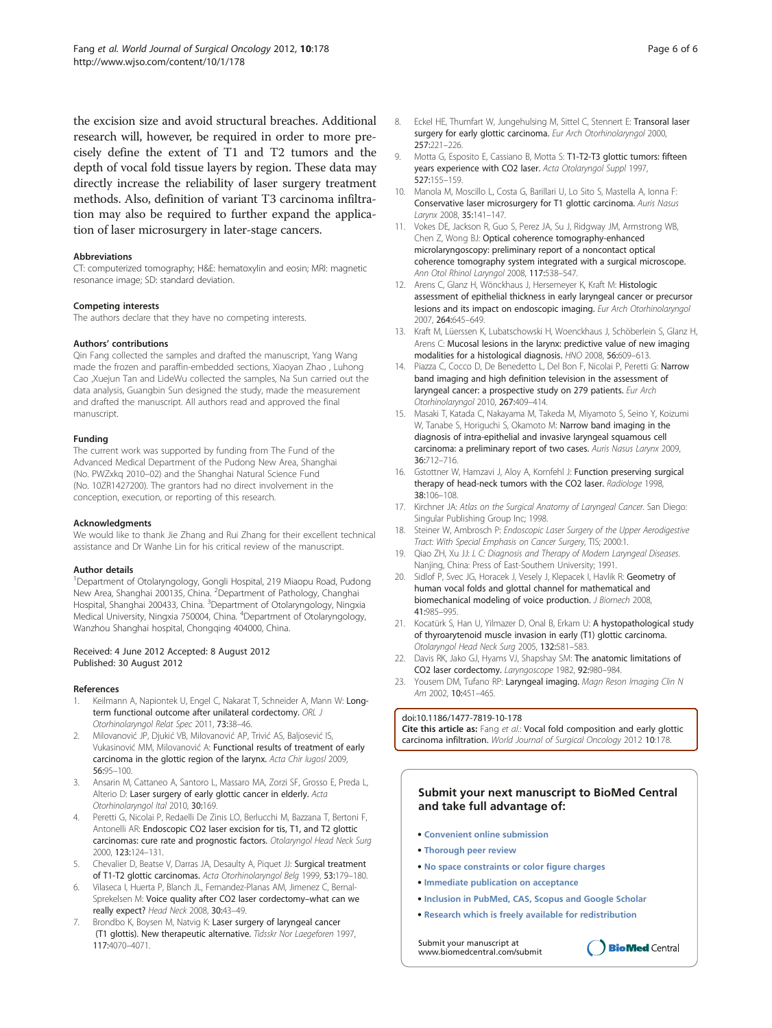the excision size and avoid structural breaches. Additional research will, however, be required in order to more precisely define the extent of T1 and T2 tumors and the depth of vocal fold tissue layers by region. These data may directly increase the reliability of laser surgery treatment methods. Also, definition of variant T3 carcinoma infiltration may also be required to further expand the application of laser microsurgery in later-stage cancers.

#### Abbreviations

CT: computerized tomography; H&E: hematoxylin and eosin; MRI: magnetic resonance image; SD: standard deviation.

#### Competing interests

The authors declare that they have no competing interests.

#### Authors' contributions

Qin Fang collected the samples and drafted the manuscript, Yang Wang made the frozen and paraffin-embedded sections, Xiaoyan Zhao , Luhong Cao ,Xuejun Tan and LideWu collected the samples, Na Sun carried out the data analysis, Guangbin Sun designed the study, made the measurement and drafted the manuscript. All authors read and approved the final manuscript.

#### Funding

The current work was supported by funding from The Fund of the Advanced Medical Department of the Pudong New Area, Shanghai (No. PWZxkq 2010–02) and the Shanghai Natural Science Fund (No. 10ZR1427200). The grantors had no direct involvement in the conception, execution, or reporting of this research.

#### Acknowledgments

We would like to thank Jie Zhang and Rui Zhang for their excellent technical assistance and Dr Wanhe Lin for his critical review of the manuscript.

#### Author details

[1]Department of Otolaryngology, Gongli Hospital, 219 Miaopu Road, Pudong New Area, Shanghai 200135, China. [2]Department of Pathology, Changhai Hospital, Shanghai 200433, China. [3]Department of Otolaryngology, Ningxia Medical University, Ningxia 750004, China. [4]Department of Otolaryngology, Wanzhou Shanghai hospital, Chongqing 404000, China.

Received: 4 June 2012 Accepted: 8 August 2012
Published: 30 August 2012

#### References

1. Keilmann A, Napiontek U, Engel C, Nakarat T, Schneider A, Mann W: **Long-term functional outcome after unilateral cordectomy.** *ORL J Otorhinolaryngol Relat Spec* 2011, **73:**38–46.
2. Milovanović JP, Djukić VB, Milovanović AP, Trivić AS, Baljosević IS, Vukasinović MM, Milovanović A: **Functional results of treatment of early carcinoma in the glottic region of the larynx.** *Acta Chir Iugosl* 2009, **56:**95–100.
3. Ansarin M, Cattaneo A, Santoro L, Massaro MA, Zorzi SF, Grosso E, Preda L, Alterio D: **Laser surgery of early glottic cancer in elderly.** *Acta Otorhinolaryngol Ital* 2010, **30:**169.
4. Peretti G, Nicolai P, Redaelli De Zinis LO, Berlucchi M, Bazzana T, Bertoni F, Antonelli AR: **Endoscopic CO2 laser excision for tis, T1, and T2 glottic carcinomas: cure rate and prognostic factors.** *Otolaryngol Head Neck Surg* 2000, **123:**124–131.
5. Chevalier D, Beatse V, Darras JA, Desaulty A, Piquet JJ: **Surgical treatment of T1-T2 glottic carcinomas.** *Acta Otorhinolaryngol Belg* 1999, **53:**179–180.
6. Vilaseca I, Huerta P, Blanch JL, Fernandez-Planas AM, Jimenez C, Bernal-Sprekelsen M: **Voice quality after CO2 laser cordectomy–what can we really expect?** *Head Neck* 2008, **30:**43–49.
7. Brondbo K, Boysen M, Natvig K: **Laser surgery of laryngeal cancer (T1 glottis). New therapeutic alternative.** *Tidsskr Nor Laegeforen* 1997, **117:**4070–4071.
8. Eckel HE, Thumfart W, Jungehulsing M, Sittel C, Stennert E: **Transoral laser surgery for early glottic carcinoma.** *Eur Arch Otorhinolaryngol* 2000, **257:**221–226.
9. Motta G, Esposito E, Cassiano B, Motta S: **T1-T2-T3 glottic tumors: fifteen years experience with CO2 laser.** *Acta Otolaryngol Suppl* 1997, **527:**155–159.
10. Manola M, Moscillo L, Costa G, Barillari U, Lo Sito S, Mastella A, Ionna F: **Conservative laser microsurgery for T1 glottic carcinoma.** *Auris Nasus Larynx* 2008, **35:**141–147.
11. Vokes DE, Jackson R, Guo S, Perez JA, Su J, Ridgway JM, Armstrong WB, Chen Z, Wong BJ: **Optical coherence tomography-enhanced microlaryngoscopy: preliminary report of a noncontact optical coherence tomography system integrated with a surgical microscope.** *Ann Otol Rhinol Laryngol* 2008, **117:**538–547.
12. Arens C, Glanz H, Wönckhaus J, Hersemeyer K, Kraft M: **Histologic assessment of epithelial thickness in early laryngeal cancer or precursor lesions and its impact on endoscopic imaging.** *Eur Arch Otorhinolaryngol* 2007, **264:**645–649.
13. Kraft M, Lüerssen K, Lubatschowski H, Woenckhaus J, Schöberlein S, Glanz H, Arens C: **Mucosal lesions in the larynx: predictive value of new imaging modalities for a histological diagnosis.** *HNO* 2008, **56:**609–613.
14. Piazza C, Cocco D, De Benedetto L, Del Bon F, Nicolai P, Peretti G: **Narrow band imaging and high definition television in the assessment of laryngeal cancer: a prospective study on 279 patients.** *Eur Arch Otorhinolaryngol* 2010, **267:**409–414.
15. Masaki T, Katada C, Nakayama M, Takeda M, Miyamoto S, Seino Y, Koizumi W, Tanabe S, Horiguchi S, Okamoto M: **Narrow band imaging in the diagnosis of intra-epithelial and invasive laryngeal squamous cell carcinoma: a preliminary report of two cases.** *Auris Nasus Larynx* 2009, **36:**712–716.
16. Gstottner W, Hamzavi J, Aloy A, Kornfehl J: **Function preserving surgical therapy of head-neck tumors with the CO2 laser.** *Radiologe* 1998, **38:**106–108.
17. Kirchner JA: *Atlas on the Surgical Anatomy of Laryngeal Cancer.* San Diego: Singular Publishing Group Inc; 1998.
18. Steiner W, Ambrosch P: *Endoscopic Laser Surgery of the Upper Aerodigestive Tract: With Special Emphasis on Cancer Surgery,* TIS; 2000:1.
19. Qiao ZH, Xu JJ: *L C: Diagnosis and Therapy of Modern Laryngeal Diseases.* Nanjing, China: Press of East-Southern University; 1991.
20. Sidlof P, Svec JG, Horacek J, Vesely J, Klepacek I, Havlik R: **Geometry of human vocal folds and glottal channel for mathematical and biomechanical modeling of voice production.** *J Biomech* 2008, **41:**985–995.
21. Kocatürk S, Han U, Yilmazer D, Onal B, Erkam U: **A hystopathological study of thyroarytenoid muscle invasion in early (T1) glottic carcinoma.** *Otolaryngol Head Neck Surg* 2005, **132:**581–583.
22. Davis RK, Jako GJ, Hyams VJ, Shapshay SM: **The anatomic limitations of CO2 laser cordectomy.** *Laryngoscope* 1982, **92:**980–984.
23. Yousem DM, Tufano RP: **Laryngeal imaging.** *Magn Reson Imaging Clin N Am* 2002, **10:**451–465.

doi:10.1186/1477-7819-10-178
**Cite this article as:** Fang *et al.*: Vocal fold composition and early glottic carcinoma infiltration. *World Journal of Surgical Oncology* 2012 **10**:178.

**Submit your next manuscript to BioMed Central and take full advantage of:**

- **Convenient online submission**
- **Thorough peer review**
- **No space constraints or color figure charges**
- **Immediate publication on acceptance**
- **Inclusion in PubMed, CAS, Scopus and Google Scholar**
- **Research which is freely available for redistribution**

Submit your manuscript at
www.biomedcentral.com/submit

BioMed Central